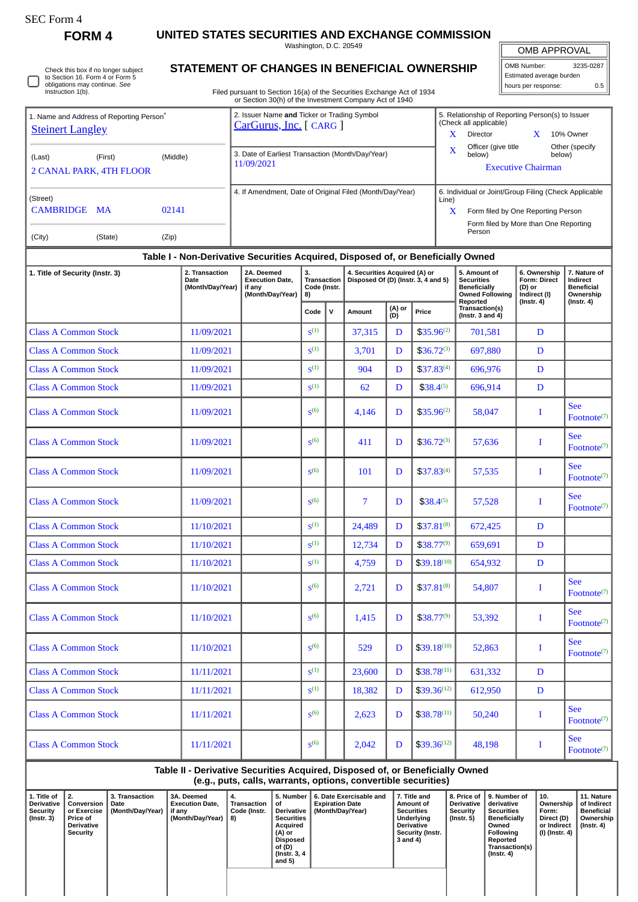SEC Form 4

**FORM 4**

# UNITED STATES SECURITIES AND EXCHANGE COMMISSION

Washington, D.C. 20549

## STATEMENT OF CHANGES IN BENEFICIAL OWNERSHIP

Filed pursuant to Section 16(a) of the Securities Exchange Act of 1934 or Section 30(h) of the Investment Company Act of 1940

| OMB APPROVAL | |
|---|---|
| OMB Number: | 3235-0287 |
| Estimated average burden | |
| hours per response: | 0.5 |

☐ Check this box if no longer subject to Section 16. Form 4 or Form 5 obligations may continue. *See* Instruction 1(b).

1. Name and Address of Reporting Person*
Steinert Langley

(Last) (First) (Middle)
2 CANAL PARK, 4TH FLOOR

(Street)
CAMBRIDGE MA 02141

(City) (State) (Zip)

2. Issuer Name **and** Ticker or Trading Symbol
CarGurus, Inc. [ CARG ]

3. Date of Earliest Transaction (Month/Day/Year)
11/09/2021

4. If Amendment, Date of Original Filed (Month/Day/Year)

5. Relationship of Reporting Person(s) to Issuer (Check all applicable)
X Director X 10% Owner
X Officer (give title below) Other (specify below)
Executive Chairman

6. Individual or Joint/Group Filing (Check Applicable Line)
X Form filed by One Reporting Person
Form filed by More than One Reporting Person

## Table I - Non-Derivative Securities Acquired, Disposed of, or Beneficially Owned

| 1. Title of Security (Instr. 3) | 2. Transaction Date (Month/Day/Year) | 2A. Deemed Execution Date, if any (Month/Day/Year) | 3. Transaction Code (Instr. 8) | | 4. Securities Acquired (A) or Disposed Of (D) (Instr. 3, 4 and 5) | | | 5. Amount of Securities Beneficially Owned Following Reported Transaction(s) (Instr. 3 and 4) | 6. Ownership Form: Direct (D) or Indirect (I) (Instr. 4) | 7. Nature of Indirect Beneficial Ownership (Instr. 4) |
|---|---|---|---|---|---|---|---|---|---|---|
| | | | Code | V | Amount | (A) or (D) | Price | | | |
| Class A Common Stock | 11/09/2021 | | S[1] | | 37,315 | D | $35.96[2] | 701,581 | D | |
| Class A Common Stock | 11/09/2021 | | S[1] | | 3,701 | D | $36.72[3] | 697,880 | D | |
| Class A Common Stock | 11/09/2021 | | S[1] | | 904 | D | $37.83[4] | 696,976 | D | |
| Class A Common Stock | 11/09/2021 | | S[1] | | 62 | D | $38.4[5] | 696,914 | D | |
| Class A Common Stock | 11/09/2021 | | S[6] | | 4,146 | D | $35.96[2] | 58,047 | I | See Footnote[7] |
| Class A Common Stock | 11/09/2021 | | S[6] | | 411 | D | $36.72[3] | 57,636 | I | See Footnote[7] |
| Class A Common Stock | 11/09/2021 | | S[6] | | 101 | D | $37.83[4] | 57,535 | I | See Footnote[7] |
| Class A Common Stock | 11/09/2021 | | S[6] | | 7 | D | $38.4[5] | 57,528 | I | See Footnote[7] |
| Class A Common Stock | 11/10/2021 | | S[1] | | 24,489 | D | $37.81[8] | 672,425 | D | |
| Class A Common Stock | 11/10/2021 | | S[1] | | 12,734 | D | $38.77[9] | 659,691 | D | |
| Class A Common Stock | 11/10/2021 | | S[1] | | 4,759 | D | $39.18[10] | 654,932 | D | |
| Class A Common Stock | 11/10/2021 | | S[6] | | 2,721 | D | $37.81[8] | 54,807 | I | See Footnote[7] |
| Class A Common Stock | 11/10/2021 | | S[6] | | 1,415 | D | $38.77[9] | 53,392 | I | See Footnote[7] |
| Class A Common Stock | 11/10/2021 | | S[6] | | 529 | D | $39.18[10] | 52,863 | I | See Footnote[7] |
| Class A Common Stock | 11/11/2021 | | S[1] | | 23,600 | D | $38.78[11] | 631,332 | D | |
| Class A Common Stock | 11/11/2021 | | S[1] | | 18,382 | D | $39.36[12] | 612,950 | D | |
| Class A Common Stock | 11/11/2021 | | S[6] | | 2,623 | D | $38.78[11] | 50,240 | I | See Footnote[7] |
| Class A Common Stock | 11/11/2021 | | S[6] | | 2,042 | D | $39.36[12] | 48,198 | I | See Footnote[7] |

## Table II - Derivative Securities Acquired, Disposed of, or Beneficially Owned (e.g., puts, calls, warrants, options, convertible securities)

| 1. Title of Derivative Security (Instr. 3) | 2. Conversion or Exercise Price of Derivative Security | 3. Transaction Date (Month/Day/Year) | 3A. Deemed Execution Date, if any (Month/Day/Year) | 4. Transaction Code (Instr. 8) | 5. Number of Derivative Securities Acquired (A) or Disposed of (D) (Instr. 3, 4 and 5) | 6. Date Exercisable and Expiration Date (Month/Day/Year) | 7. Title and Amount of Securities Underlying Derivative Security (Instr. 3 and 4) | 8. Price of Derivative Security (Instr. 5) | 9. Number of derivative Securities Beneficially Owned Following Reported Transaction(s) (Instr. 4) | 10. Ownership Form: Direct (D) or Indirect (I) (Instr. 4) | 11. Nature of Indirect Beneficial Ownership (Instr. 4) |
|---|---|---|---|---|---|---|---|---|---|---|---|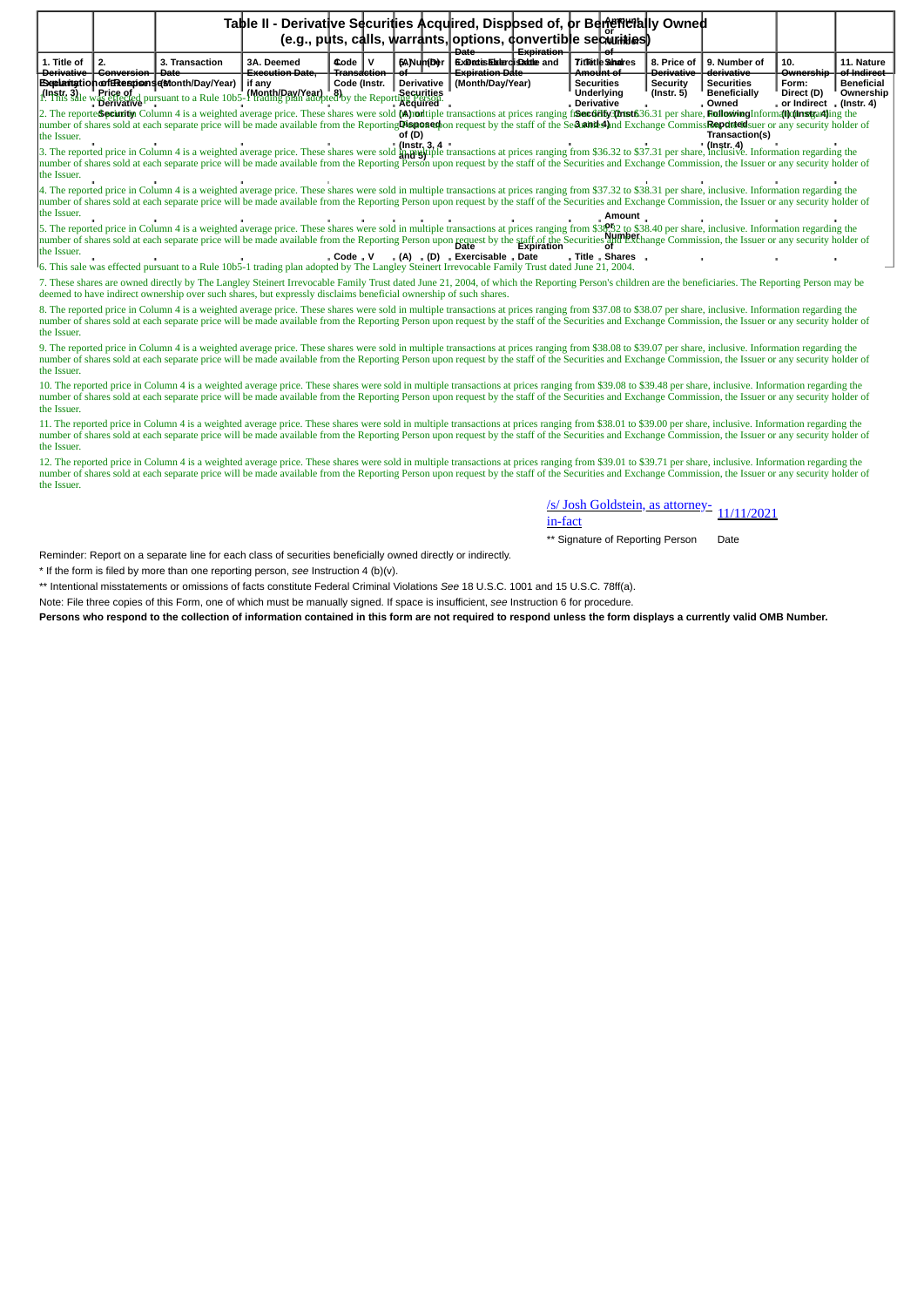# Table II - Derivative Securities Acquired, Disposed of, or Beneficially Owned
## (e.g., puts, calls, warrants, options, convertible securities)

| 1. Title of Derivative Security (Instr. 3) | 2. Conversion or Exercise Price of Derivative Security | 3. Transaction Date (Month/Day/Year) | 3A. Deemed Execution Date, if any (Month/Day/Year) | 4. Transaction Code (Instr. 8) | | 5. Number of Derivative Securities Acquired (A) or Disposed of (D) (Instr. 3, 4 and 5) | | 6. Date Exercisable and Expiration Date (Month/Day/Year) | | 7. Title and Amount of Securities Underlying Derivative Security (Instr. 3 and 4) | | 8. Price of Derivative Security (Instr. 5) | 9. Number of derivative Securities Beneficially Owned Following Reported Transaction(s) (Instr. 4) | 10. Ownership Form: Direct (D) or Indirect (I) (Instr. 4) | 11. Nature of Indirect Beneficial Ownership (Instr. 4) |
|---|---|---|---|---|---|---|---|---|---|---|---|---|---|---|---|
| | | | | Code | V | (A) | (D) | Date Exercisable | Expiration Date | Title | Amount or Number of Shares | | | | |

**Explanation of Responses:**

1. This sale was effected pursuant to a Rule 10b5-1 trading plan adopted by the Reporting Person.

2. The reported price in Column 4 is a weighted average price. These shares were sold in multiple transactions at prices ranging from $35.?? to $36.31 per share, inclusive. Information regarding the number of shares sold at each separate price will be made available from the Reporting Person upon request by the staff of the Securities and Exchange Commission, the Issuer or any security holder of the Issuer.

3. The reported price in Column 4 is a weighted average price. These shares were sold in multiple transactions at prices ranging from $36.32 to $37.31 per share, inclusive. Information regarding the number of shares sold at each separate price will be made available from the Reporting Person upon request by the staff of the Securities and Exchange Commission, the Issuer or any security holder of the Issuer.

4. The reported price in Column 4 is a weighted average price. These shares were sold in multiple transactions at prices ranging from $37.32 to $38.31 per share, inclusive. Information regarding the number of shares sold at each separate price will be made available from the Reporting Person upon request by the staff of the Securities and Exchange Commission, the Issuer or any security holder of the Issuer.

5. The reported price in Column 4 is a weighted average price. These shares were sold in multiple transactions at prices ranging from $38.32 to $38.40 per share, inclusive. Information regarding the number of shares sold at each separate price will be made available from the Reporting Person upon request by the staff of the Securities and Exchange Commission, the Issuer or any security holder of the Issuer.

6. This sale was effected pursuant to a Rule 10b5-1 trading plan adopted by The Langley Steinert Irrevocable Family Trust dated June 21, 2004.

7. These shares are owned directly by The Langley Steinert Irrevocable Family Trust dated June 21, 2004, of which the Reporting Person's children are the beneficiaries. The Reporting Person may be deemed to have indirect ownership over such shares, but expressly disclaims beneficial ownership of such shares.

8. The reported price in Column 4 is a weighted average price. These shares were sold in multiple transactions at prices ranging from $37.08 to $38.07 per share, inclusive. Information regarding the number of shares sold at each separate price will be made available from the Reporting Person upon request by the staff of the Securities and Exchange Commission, the Issuer or any security holder of the Issuer.

9. The reported price in Column 4 is a weighted average price. These shares were sold in multiple transactions at prices ranging from $38.08 to $39.07 per share, inclusive. Information regarding the number of shares sold at each separate price will be made available from the Reporting Person upon request by the staff of the Securities and Exchange Commission, the Issuer or any security holder of the Issuer.

10. The reported price in Column 4 is a weighted average price. These shares were sold in multiple transactions at prices ranging from $39.08 to $39.48 per share, inclusive. Information regarding the number of shares sold at each separate price will be made available from the Reporting Person upon request by the staff of the Securities and Exchange Commission, the Issuer or any security holder of the Issuer.

11. The reported price in Column 4 is a weighted average price. These shares were sold in multiple transactions at prices ranging from $38.01 to $39.00 per share, inclusive. Information regarding the number of shares sold at each separate price will be made available from the Reporting Person upon request by the staff of the Securities and Exchange Commission, the Issuer or any security holder of the Issuer.

12. The reported price in Column 4 is a weighted average price. These shares were sold in multiple transactions at prices ranging from $39.01 to $39.71 per share, inclusive. Information regarding the number of shares sold at each separate price will be made available from the Reporting Person upon request by the staff of the Securities and Exchange Commission, the Issuer or any security holder of the Issuer.

/s/ Josh Goldstein, as attorney-in-fact    11/11/2021

** Signature of Reporting Person    Date

Reminder: Report on a separate line for each class of securities beneficially owned directly or indirectly.

* If the form is filed by more than one reporting person, *see* Instruction 4 (b)(v).

** Intentional misstatements or omissions of facts constitute Federal Criminal Violations *See* 18 U.S.C. 1001 and 15 U.S.C. 78ff(a).

Note: File three copies of this Form, one of which must be manually signed. If space is insufficient, *see* Instruction 6 for procedure.

**Persons who respond to the collection of information contained in this form are not required to respond unless the form displays a currently valid OMB Number.**